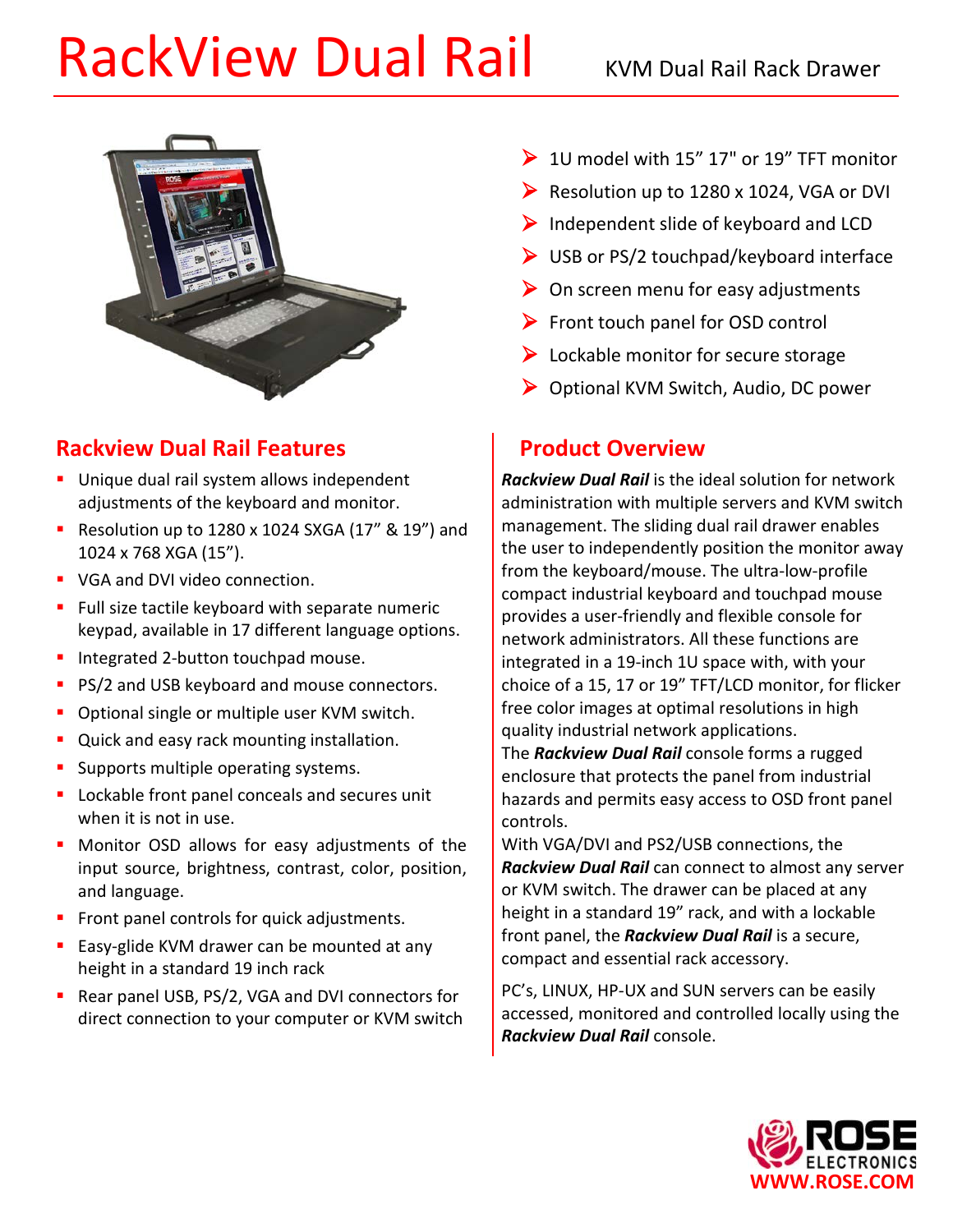# RackView Dual Rail

KVM Dual Rail Rack Drawer

- 1U model with 15" 17" or 19" TFT monitor
- Resolution up to 1280 x 1024, VGA or DVI
- Independent slide of keyboard and LCD
- USB or PS/2 touchpad/keyboard interface
- On screen menu for easy adjustments
- Front touch panel for OSD control
- Lockable monitor for secure storage
- Optional KVM Switch, Audio, DC power

## Rackview Dual Rail Features

- Unique dual rail system allows independent adjustments of the keyboard and monitor.
- Resolution up to 1280 x 1024 SXGA (17" & 19") and 1024 x 768 XGA (15").
- VGA and DVI video connection.
- Full size tactile keyboard with separate numeric keypad, available in 17 different language options.
- Integrated 2-button touchpad mouse.
- PS/2 and USB keyboard and mouse connectors.
- Optional single or multiple user KVM switch.
- Quick and easy rack mounting installation.
- Supports multiple operating systems.
- Lockable front panel conceals and secures unit when it is not in use.
- Monitor OSD allows for easy adjustments of the input source, brightness, contrast, color, position, and language.
- Front panel controls for quick adjustments.
- Easy-glide KVM drawer can be mounted at any height in a standard 19 inch rack
- Rear panel USB, PS/2, VGA and DVI connectors for direct connection to your computer or KVM switch

## Product Overview

***Rackview Dual Rail*** is the ideal solution for network administration with multiple servers and KVM switch management. The sliding dual rail drawer enables the user to independently position the monitor away from the keyboard/mouse. The ultra-low-profile compact industrial keyboard and touchpad mouse provides a user-friendly and flexible console for network administrators. All these functions are integrated in a 19-inch 1U space with, with your choice of a 15, 17 or 19" TFT/LCD monitor, for flicker free color images at optimal resolutions in high quality industrial network applications.

The ***Rackview Dual Rail*** console forms a rugged enclosure that protects the panel from industrial hazards and permits easy access to OSD front panel controls.

With VGA/DVI and PS2/USB connections, the ***Rackview Dual Rail*** can connect to almost any server or KVM switch. The drawer can be placed at any height in a standard 19" rack, and with a lockable front panel, the ***Rackview Dual Rail*** is a secure, compact and essential rack accessory.

PC's, LINUX, HP-UX and SUN servers can be easily accessed, monitored and controlled locally using the ***Rackview Dual Rail*** console.

ROSE ELECTRONICS
WWW.ROSE.COM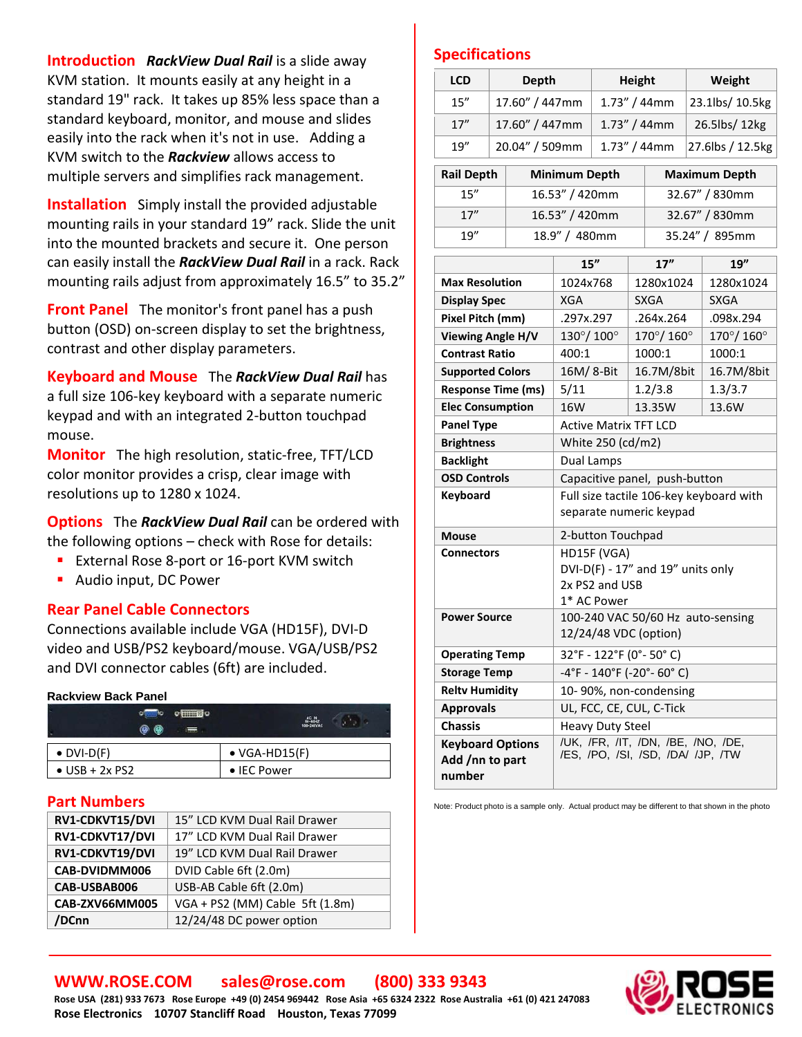**Introduction** ***RackView Dual Rail*** is a slide away KVM station. It mounts easily at any height in a standard 19" rack. It takes up 85% less space than a standard keyboard, monitor, and mouse and slides easily into the rack when it's not in use. Adding a KVM switch to the ***Rackview*** allows access to multiple servers and simplifies rack management.

**Installation** Simply install the provided adjustable mounting rails in your standard 19" rack. Slide the unit into the mounted brackets and secure it. One person can easily install the ***RackView Dual Rail*** in a rack. Rack mounting rails adjust from approximately 16.5" to 35.2"

**Front Panel** The monitor's front panel has a push button (OSD) on-screen display to set the brightness, contrast and other display parameters.

**Keyboard and Mouse** The ***RackView Dual Rail*** has a full size 106-key keyboard with a separate numeric keypad and with an integrated 2-button touchpad mouse.

**Monitor** The high resolution, static-free, TFT/LCD color monitor provides a crisp, clear image with resolutions up to 1280 x 1024.

**Options** The ***RackView Dual Rail*** can be ordered with the following options – check with Rose for details:

- External Rose 8-port or 16-port KVM switch
- Audio input, DC Power

## Rear Panel Cable Connectors

Connections available include VGA (HD15F), DVI-D video and USB/PS2 keyboard/mouse. VGA/USB/PS2 and DVI connector cables (6ft) are included.

**Rackview Back Panel**

| | |
|---|---|
| • DVI-D(F) | • VGA-HD15(F) |
| • USB + 2x PS2 | • IEC Power |

## Part Numbers

| | |
|---|---|
| **RV1-CDKVT15/DVI** | 15" LCD KVM Dual Rail Drawer |
| **RV1-CDKVT17/DVI** | 17" LCD KVM Dual Rail Drawer |
| **RV1-CDKVT19/DVI** | 19" LCD KVM Dual Rail Drawer |
| **CAB-DVIDMM006** | DVID Cable 6ft (2.0m) |
| **CAB-USBAB006** | USB-AB Cable 6ft (2.0m) |
| **CAB-ZXV66MM005** | VGA + PS2 (MM) Cable 5ft (1.8m) |
| **/DCnn** | 12/24/48 DC power option |

## Specifications

| LCD | Depth | Height | Weight |
|---|---|---|---|
| 15" | 17.60" / 447mm | 1.73" / 44mm | 23.1lbs/ 10.5kg |
| 17" | 17.60" / 447mm | 1.73" / 44mm | 26.5lbs/ 12kg |
| 19" | 20.04" / 509mm | 1.73" / 44mm | 27.6lbs / 12.5kg |

| Rail Depth | Minimum Depth | Maximum Depth |
|---|---|---|
| 15" | 16.53" / 420mm | 32.67" / 830mm |
| 17" | 16.53" / 420mm | 32.67" / 830mm |
| 19" | 18.9" / 480mm | 35.24" / 895mm |

| | 15" | 17" | 19" |
|---|---|---|---|
| **Max Resolution** | 1024x768 | 1280x1024 | 1280x1024 |
| **Display Spec** | XGA | SXGA | SXGA |
| **Pixel Pitch (mm)** | .297x.297 | .264x.264 | .098x.294 |
| **Viewing Angle H/V** | 130°/ 100° | 170°/ 160° | 170°/ 160° |
| **Contrast Ratio** | 400:1 | 1000:1 | 1000:1 |
| **Supported Colors** | 16M/ 8-Bit | 16.7M/8bit | 16.7M/8bit |
| **Response Time (ms)** | 5/11 | 1.2/3.8 | 1.3/3.7 |
| **Elec Consumption** | 16W | 13.35W | 13.6W |
| **Panel Type** | Active Matrix TFT LCD | | |
| **Brightness** | White 250 (cd/m2) | | |
| **Backlight** | Dual Lamps | | |
| **OSD Controls** | Capacitive panel, push-button | | |
| **Keyboard** | Full size tactile 106-key keyboard with separate numeric keypad | | |
| **Mouse** | 2-button Touchpad | | |
| **Connectors** | HD15F (VGA)<br>DVI-D(F) - 17" and 19" units only<br>2x PS2 and USB<br>1* AC Power | | |
| **Power Source** | 100-240 VAC 50/60 Hz auto-sensing<br>12/24/48 VDC (option) | | |
| **Operating Temp** | 32°F - 122°F (0°- 50° C) | | |
| **Storage Temp** | -4°F - 140°F (-20°- 60° C) | | |
| **Reltv Humidity** | 10- 90%, non-condensing | | |
| **Approvals** | UL, FCC, CE, CUL, C-Tick | | |
| **Chassis** | Heavy Duty Steel | | |
| **Keyboard Options Add /nn to part number** | /UK, /FR, /IT, /DN, /BE, /NO, /DE, /ES, /PO, /SI, /SD, /DA/ /JP, /TW | | |

Note: Product photo is a sample only. Actual product may be different to that shown in the photo

**WWW.ROSE.COM** **sales@rose.com** **(800) 333 9343**

**Rose USA** (281) 933 7673 **Rose Europe** +49 (0) 2454 969442 **Rose Asia** +65 6324 2322 **Rose Australia** +61 (0) 421 247083

**Rose Electronics 10707 Stancliff Road Houston, Texas 77099**

ROSE ELECTRONICS